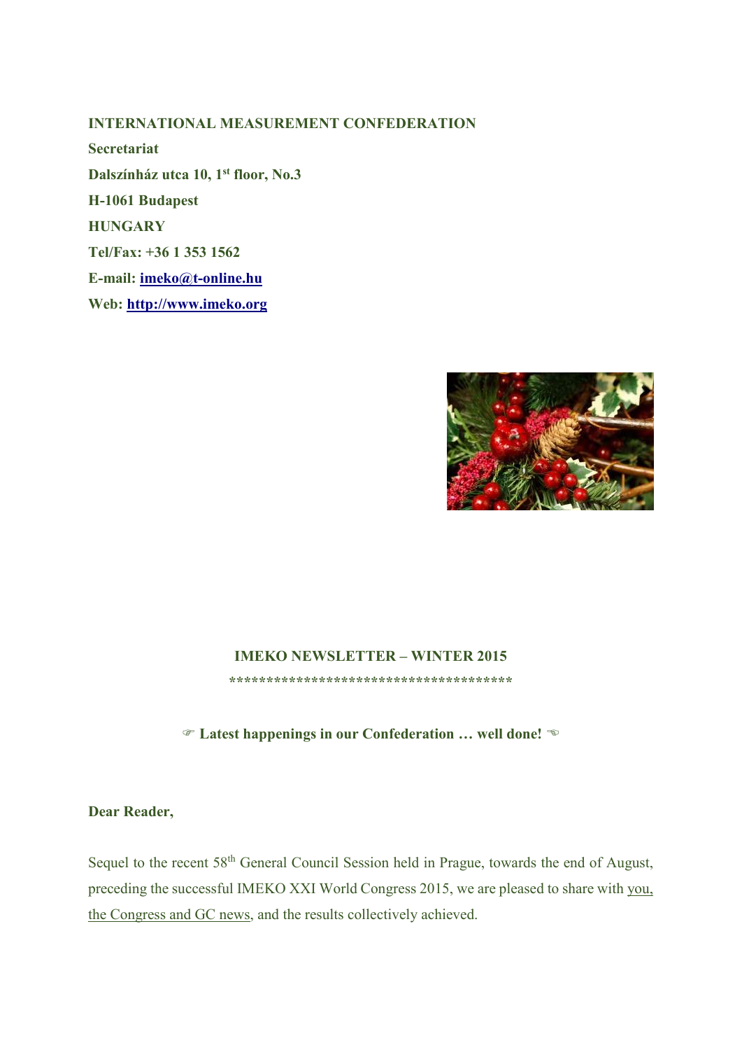**INTERNATIONAL MEASUREMENT CONFEDERATION**

**Secretariat**

**Dalszínház utca 10, 1st floor, No.3**

**H-1061 Budapest**

**HUNGARY**

**Tel/Fax: +36 1 353 1562**

**E-mail: imeko@t-online.hu**

**Web: http://www.imeko.org**

## IMEKO NEWSLETTER – WINTER 2015

**************************************

☞ **Latest happenings in our Confederation … well done!** ☜

**Dear Reader,**

Sequel to the recent 58th General Council Session held in Prague, towards the end of August, preceding the successful IMEKO XXI World Congress 2015, we are pleased to share with you, the Congress and GC news, and the results collectively achieved.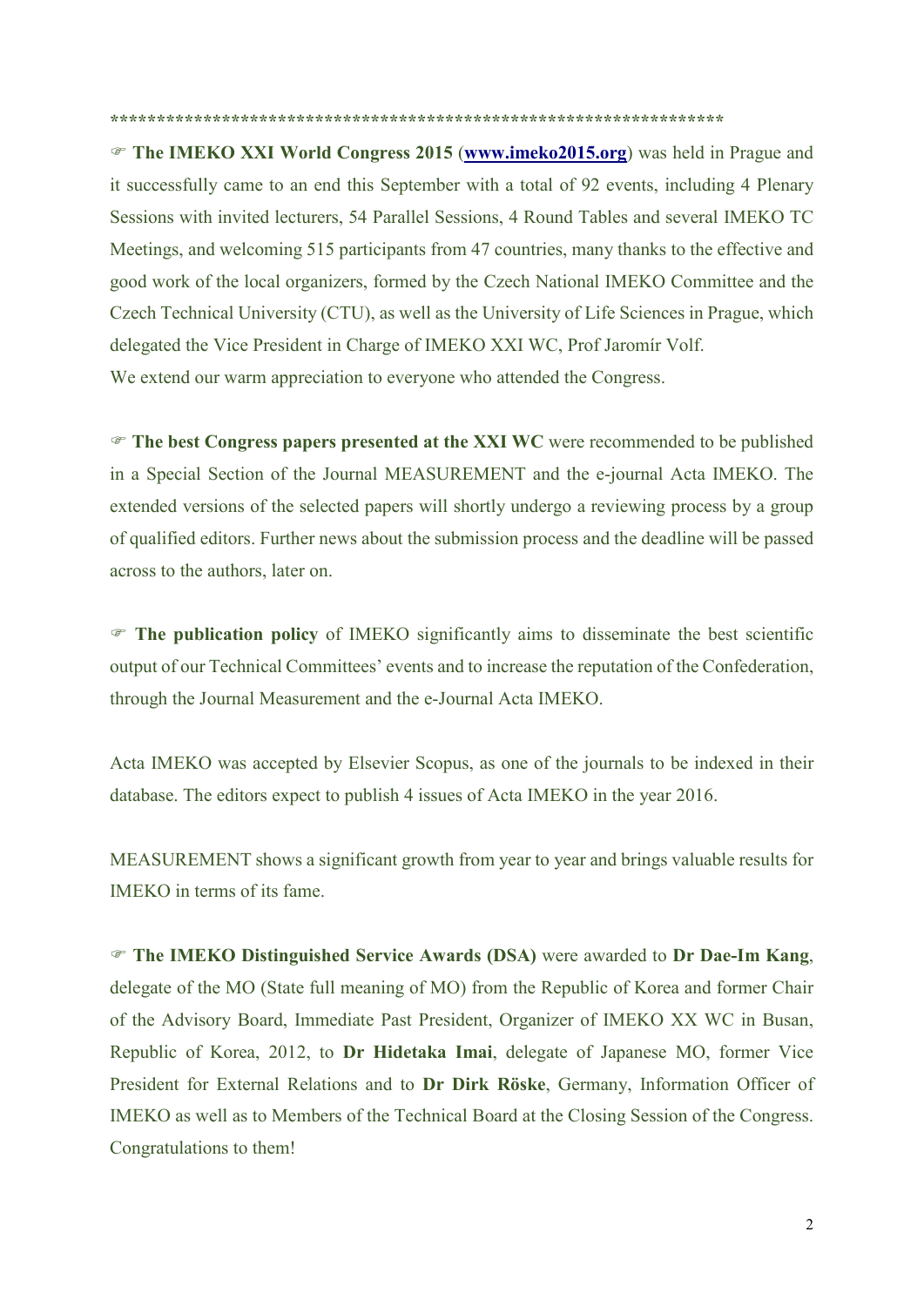*******************************************************************

☞ **The IMEKO XXI World Congress 2015** (**[www.imeko2015.org](http://www.imeko2015.org)**) was held in Prague and it successfully came to an end this September with a total of 92 events, including 4 Plenary Sessions with invited lecturers, 54 Parallel Sessions, 4 Round Tables and several IMEKO TC Meetings, and welcoming 515 participants from 47 countries, many thanks to the effective and good work of the local organizers, formed by the Czech National IMEKO Committee and the Czech Technical University (CTU), as well as the University of Life Sciences in Prague, which delegated the Vice President in Charge of IMEKO XXI WC, Prof Jaromír Volf.
We extend our warm appreciation to everyone who attended the Congress.

☞ **The best Congress papers presented at the XXI WC** were recommended to be published in a Special Section of the Journal MEASUREMENT and the e-journal Acta IMEKO. The extended versions of the selected papers will shortly undergo a reviewing process by a group of qualified editors. Further news about the submission process and the deadline will be passed across to the authors, later on.

☞ **The publication policy** of IMEKO significantly aims to disseminate the best scientific output of our Technical Committees' events and to increase the reputation of the Confederation, through the Journal Measurement and the e-Journal Acta IMEKO.

Acta IMEKO was accepted by Elsevier Scopus, as one of the journals to be indexed in their database. The editors expect to publish 4 issues of Acta IMEKO in the year 2016.

MEASUREMENT shows a significant growth from year to year and brings valuable results for IMEKO in terms of its fame.

☞ **The IMEKO Distinguished Service Awards (DSA)** were awarded to **Dr Dae-Im Kang**, delegate of the MO (State full meaning of MO) from the Republic of Korea and former Chair of the Advisory Board, Immediate Past President, Organizer of IMEKO XX WC in Busan, Republic of Korea, 2012, to **Dr Hidetaka Imai**, delegate of Japanese MO, former Vice President for External Relations and to **Dr Dirk Röske**, Germany, Information Officer of IMEKO as well as to Members of the Technical Board at the Closing Session of the Congress. Congratulations to them!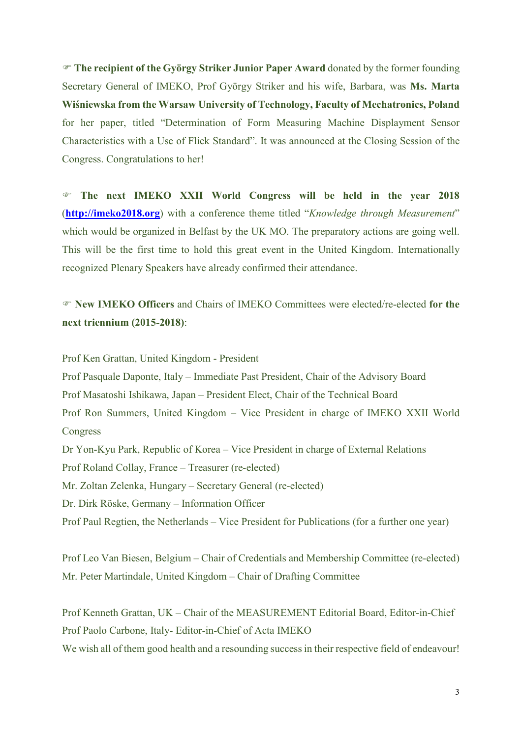☞ **The recipient of the György Striker Junior Paper Award** donated by the former founding Secretary General of IMEKO, Prof György Striker and his wife, Barbara, was **Ms. Marta Wiśniewska from the Warsaw University of Technology, Faculty of Mechatronics, Poland** for her paper, titled "Determination of Form Measuring Machine Displayment Sensor Characteristics with a Use of Flick Standard". It was announced at the Closing Session of the Congress. Congratulations to her!

☞ **The next IMEKO XXII World Congress will be held in the year 2018** (**http://imeko2018.org**) with a conference theme titled "*Knowledge through Measurement*" which would be organized in Belfast by the UK MO. The preparatory actions are going well. This will be the first time to hold this great event in the United Kingdom. Internationally recognized Plenary Speakers have already confirmed their attendance.

☞ **New IMEKO Officers** and Chairs of IMEKO Committees were elected/re-elected **for the next triennium (2015-2018)**:

Prof Ken Grattan, United Kingdom - President
Prof Pasquale Daponte, Italy – Immediate Past President, Chair of the Advisory Board
Prof Masatoshi Ishikawa, Japan – President Elect, Chair of the Technical Board
Prof Ron Summers, United Kingdom – Vice President in charge of IMEKO XXII World Congress
Dr Yon-Kyu Park, Republic of Korea – Vice President in charge of External Relations
Prof Roland Collay, France – Treasurer (re-elected)
Mr. Zoltan Zelenka, Hungary – Secretary General (re-elected)
Dr. Dirk Röske, Germany – Information Officer
Prof Paul Regtien, the Netherlands – Vice President for Publications (for a further one year)

Prof Leo Van Biesen, Belgium – Chair of Credentials and Membership Committee (re-elected)
Mr. Peter Martindale, United Kingdom – Chair of Drafting Committee

Prof Kenneth Grattan, UK – Chair of the MEASUREMENT Editorial Board, Editor-in-Chief
Prof Paolo Carbone, Italy- Editor-in-Chief of Acta IMEKO
We wish all of them good health and a resounding success in their respective field of endeavour!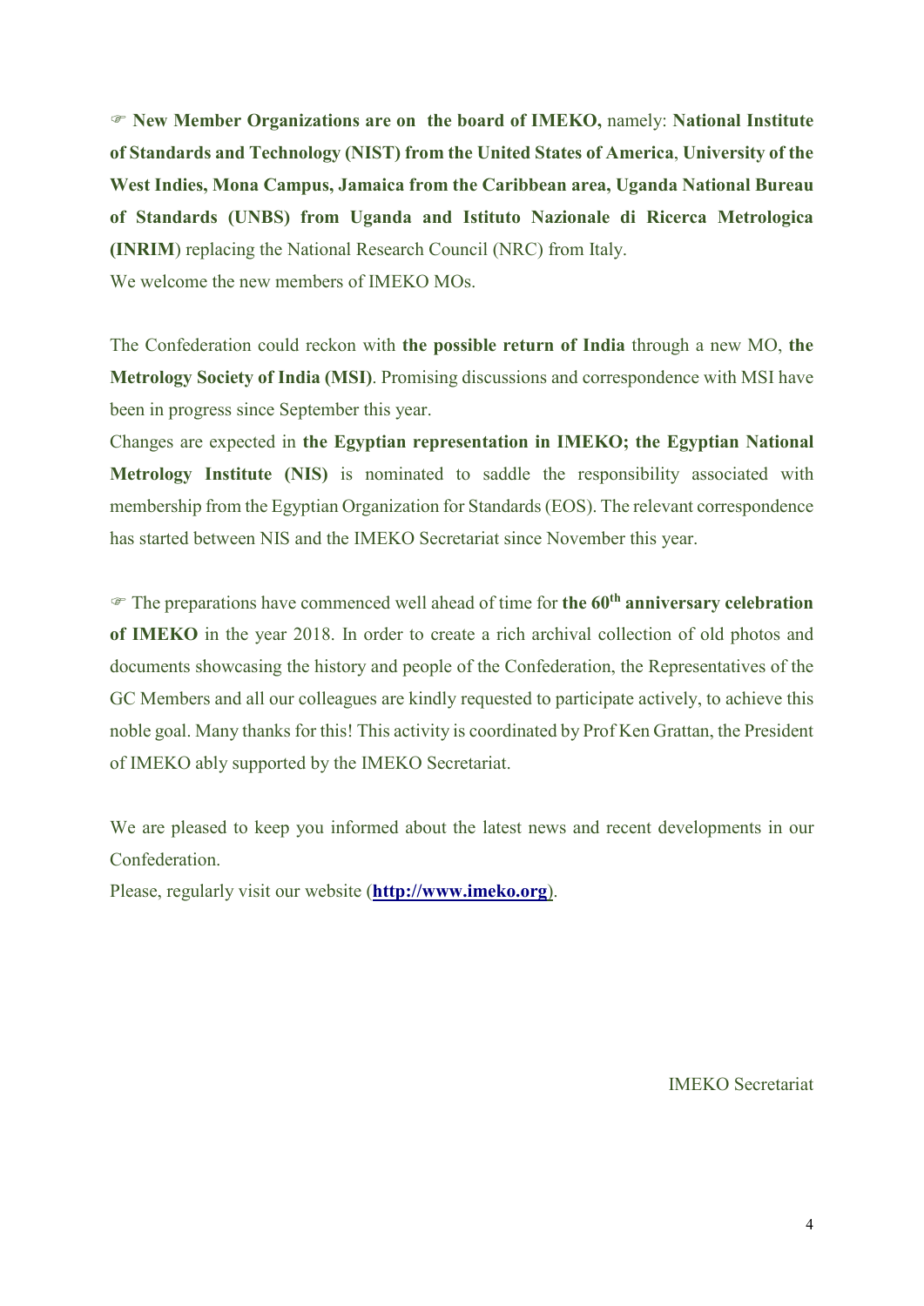☞ **New Member Organizations are on the board of IMEKO,** namely: **National Institute of Standards and Technology (NIST) from the United States of America**, **University of the West Indies, Mona Campus, Jamaica from the Caribbean area, Uganda National Bureau of Standards (UNBS) from Uganda and Istituto Nazionale di Ricerca Metrologica (INRIM**) replacing the National Research Council (NRC) from Italy.
We welcome the new members of IMEKO MOs.

The Confederation could reckon with **the possible return of India** through a new MO, **the Metrology Society of India (MSI)**. Promising discussions and correspondence with MSI have been in progress since September this year.
Changes are expected in **the Egyptian representation in IMEKO; the Egyptian National Metrology Institute (NIS)** is nominated to saddle the responsibility associated with membership from the Egyptian Organization for Standards (EOS). The relevant correspondence has started between NIS and the IMEKO Secretariat since November this year.

☞ The preparations have commenced well ahead of time for **the 60th anniversary celebration of IMEKO** in the year 2018. In order to create a rich archival collection of old photos and documents showcasing the history and people of the Confederation, the Representatives of the GC Members and all our colleagues are kindly requested to participate actively, to achieve this noble goal. Many thanks for this! This activity is coordinated by Prof Ken Grattan, the President of IMEKO ably supported by the IMEKO Secretariat.

We are pleased to keep you informed about the latest news and recent developments in our Confederation.
Please, regularly visit our website (**http://www.imeko.org**).

IMEKO Secretariat